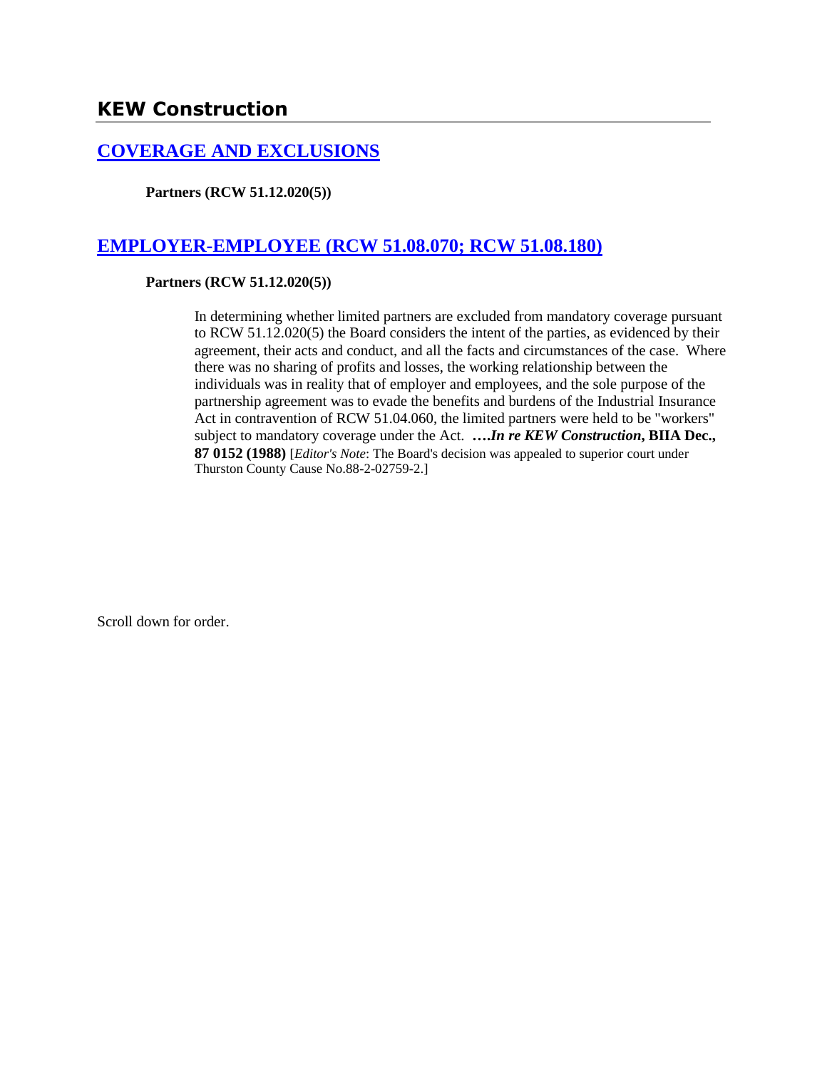# KEW Construction

## [COVERAGE AND EXCLUSIONS]

**Partners (RCW 51.12.020(5))**

## [EMPLOYER-EMPLOYEE (RCW 51.08.070; RCW 51.08.180)]

**Partners (RCW 51.12.020(5))**

In determining whether limited partners are excluded from mandatory coverage pursuant to RCW 51.12.020(5) the Board considers the intent of the parties, as evidenced by their agreement, their acts and conduct, and all the facts and circumstances of the case. Where there was no sharing of profits and losses, the working relationship between the individuals was in reality that of employer and employees, and the sole purpose of the partnership agreement was to evade the benefits and burdens of the Industrial Insurance Act in contravention of RCW 51.04.060, the limited partners were held to be "workers" subject to mandatory coverage under the Act. **….*In re KEW Construction*, BIIA Dec., 87 0152 (1988)** [*Editor's Note*: The Board's decision was appealed to superior court under Thurston County Cause No.88-2-02759-2.]

Scroll down for order.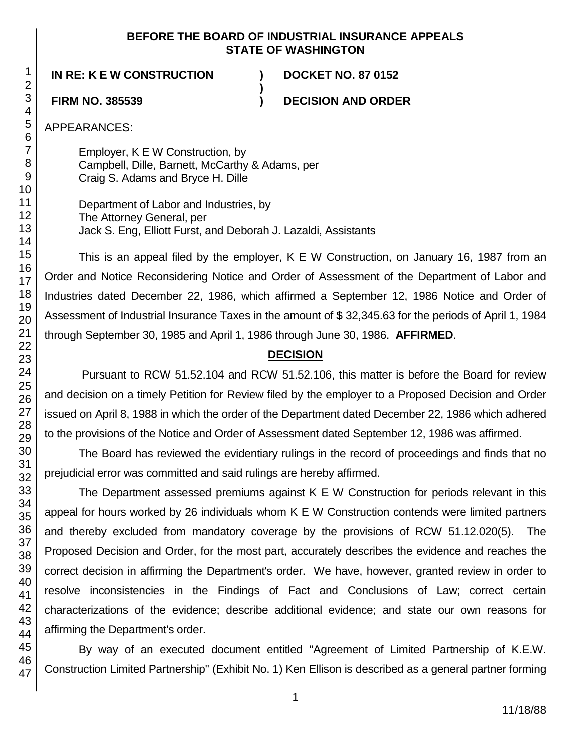**BEFORE THE BOARD OF INDUSTRIAL INSURANCE APPEALS STATE OF WASHINGTON**

| IN RE: K E W CONSTRUCTION | ) | DOCKET NO. 87 0152 |
|---|---|---|
| | ) | |
| FIRM NO. 385539 | ) | DECISION AND ORDER |

APPEARANCES:

Employer, K E W Construction, by
Campbell, Dille, Barnett, McCarthy & Adams, per
Craig S. Adams and Bryce H. Dille

Department of Labor and Industries, by
The Attorney General, per
Jack S. Eng, Elliott Furst, and Deborah J. Lazaldi, Assistants

This is an appeal filed by the employer, K E W Construction, on January 16, 1987 from an Order and Notice Reconsidering Notice and Order of Assessment of the Department of Labor and Industries dated December 22, 1986, which affirmed a September 12, 1986 Notice and Order of Assessment of Industrial Insurance Taxes in the amount of $ 32,345.63 for the periods of April 1, 1984 through September 30, 1985 and April 1, 1986 through June 30, 1986. **AFFIRMED**.

## DECISION

Pursuant to RCW 51.52.104 and RCW 51.52.106, this matter is before the Board for review and decision on a timely Petition for Review filed by the employer to a Proposed Decision and Order issued on April 8, 1988 in which the order of the Department dated December 22, 1986 which adhered to the provisions of the Notice and Order of Assessment dated September 12, 1986 was affirmed.

The Board has reviewed the evidentiary rulings in the record of proceedings and finds that no prejudicial error was committed and said rulings are hereby affirmed.

The Department assessed premiums against K E W Construction for periods relevant in this appeal for hours worked by 26 individuals whom K E W Construction contends were limited partners and thereby excluded from mandatory coverage by the provisions of RCW 51.12.020(5). The Proposed Decision and Order, for the most part, accurately describes the evidence and reaches the correct decision in affirming the Department's order. We have, however, granted review in order to resolve inconsistencies in the Findings of Fact and Conclusions of Law; correct certain characterizations of the evidence; describe additional evidence; and state our own reasons for affirming the Department's order.

By way of an executed document entitled "Agreement of Limited Partnership of K.E.W. Construction Limited Partnership" (Exhibit No. 1) Ken Ellison is described as a general partner forming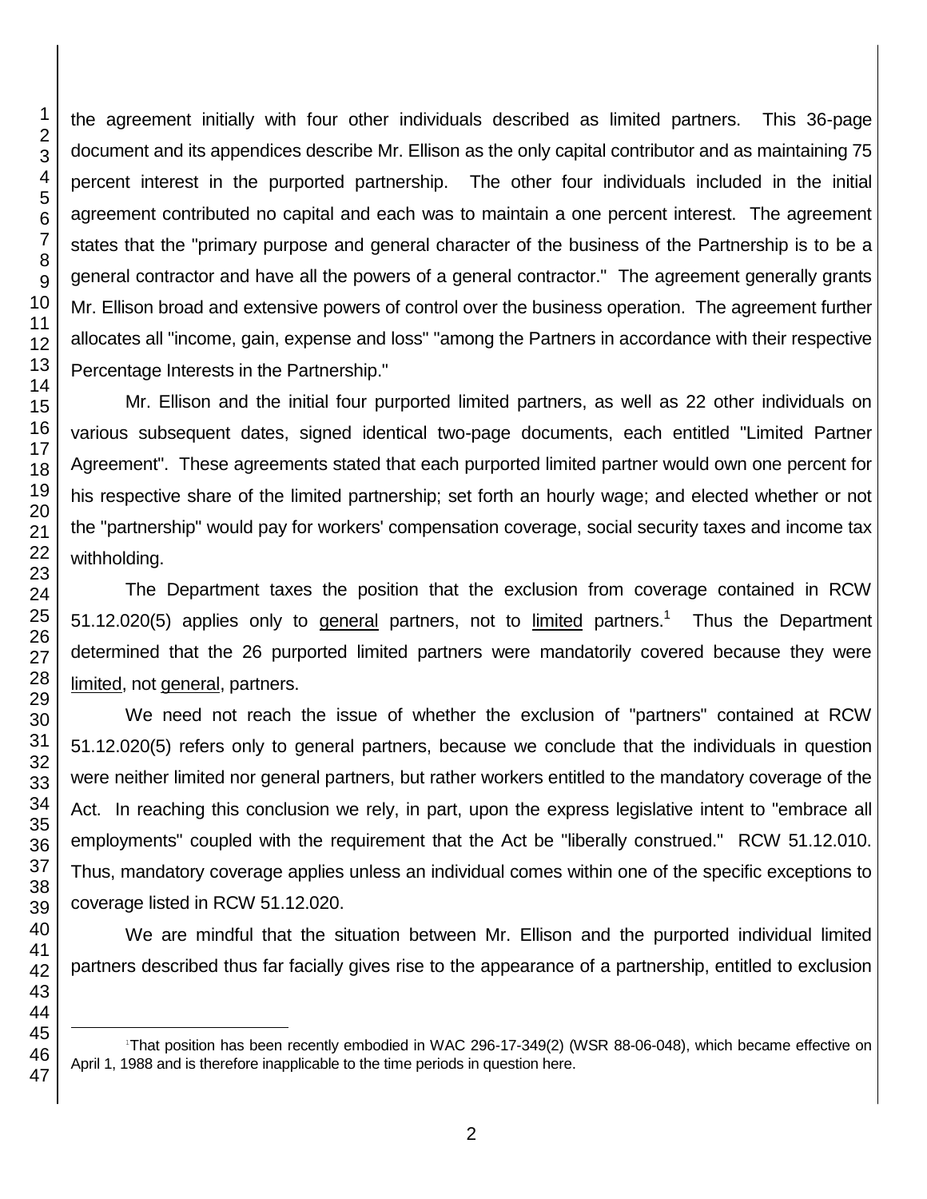the agreement initially with four other individuals described as limited partners. This 36-page document and its appendices describe Mr. Ellison as the only capital contributor and as maintaining 75 percent interest in the purported partnership. The other four individuals included in the initial agreement contributed no capital and each was to maintain a one percent interest. The agreement states that the "primary purpose and general character of the business of the Partnership is to be a general contractor and have all the powers of a general contractor." The agreement generally grants Mr. Ellison broad and extensive powers of control over the business operation. The agreement further allocates all "income, gain, expense and loss" "among the Partners in accordance with their respective Percentage Interests in the Partnership."

Mr. Ellison and the initial four purported limited partners, as well as 22 other individuals on various subsequent dates, signed identical two-page documents, each entitled "Limited Partner Agreement". These agreements stated that each purported limited partner would own one percent for his respective share of the limited partnership; set forth an hourly wage; and elected whether or not the "partnership" would pay for workers' compensation coverage, social security taxes and income tax withholding.

The Department taxes the position that the exclusion from coverage contained in RCW 51.12.020(5) applies only to general partners, not to limited partners.[1] Thus the Department determined that the 26 purported limited partners were mandatorily covered because they were limited, not general, partners.

We need not reach the issue of whether the exclusion of "partners" contained at RCW 51.12.020(5) refers only to general partners, because we conclude that the individuals in question were neither limited nor general partners, but rather workers entitled to the mandatory coverage of the Act. In reaching this conclusion we rely, in part, upon the express legislative intent to "embrace all employments" coupled with the requirement that the Act be "liberally construed." RCW 51.12.010. Thus, mandatory coverage applies unless an individual comes within one of the specific exceptions to coverage listed in RCW 51.12.020.

We are mindful that the situation between Mr. Ellison and the purported individual limited partners described thus far facially gives rise to the appearance of a partnership, entitled to exclusion

[1] That position has been recently embodied in WAC 296-17-349(2) (WSR 88-06-048), which became effective on April 1, 1988 and is therefore inapplicable to the time periods in question here.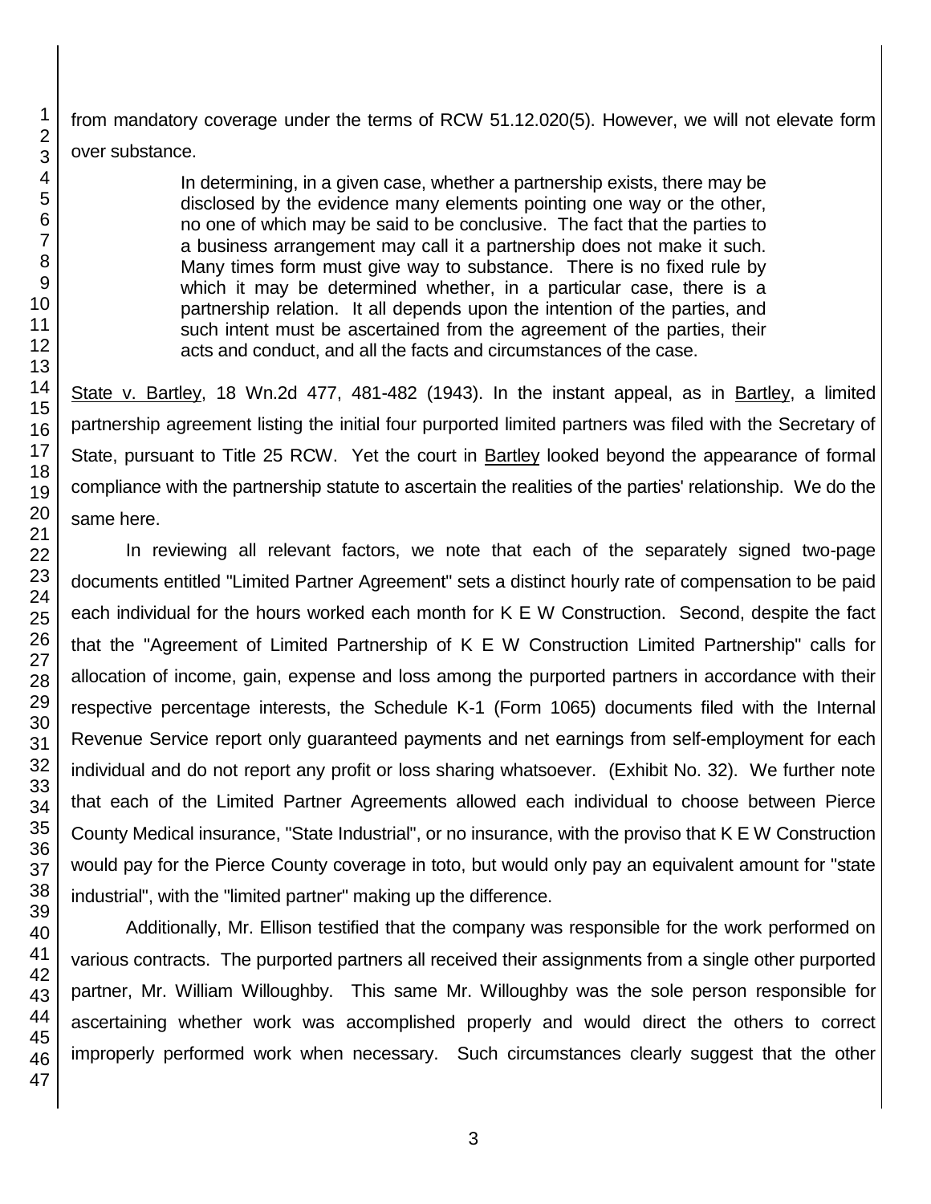from mandatory coverage under the terms of RCW 51.12.020(5). However, we will not elevate form over substance.

> In determining, in a given case, whether a partnership exists, there may be disclosed by the evidence many elements pointing one way or the other, no one of which may be said to be conclusive. The fact that the parties to a business arrangement may call it a partnership does not make it such. Many times form must give way to substance. There is no fixed rule by which it may be determined whether, in a particular case, there is a partnership relation. It all depends upon the intention of the parties, and such intent must be ascertained from the agreement of the parties, their acts and conduct, and all the facts and circumstances of the case.

State v. Bartley, 18 Wn.2d 477, 481-482 (1943). In the instant appeal, as in Bartley, a limited partnership agreement listing the initial four purported limited partners was filed with the Secretary of State, pursuant to Title 25 RCW. Yet the court in Bartley looked beyond the appearance of formal compliance with the partnership statute to ascertain the realities of the parties' relationship. We do the same here.

In reviewing all relevant factors, we note that each of the separately signed two-page documents entitled "Limited Partner Agreement" sets a distinct hourly rate of compensation to be paid each individual for the hours worked each month for K E W Construction. Second, despite the fact that the "Agreement of Limited Partnership of K E W Construction Limited Partnership" calls for allocation of income, gain, expense and loss among the purported partners in accordance with their respective percentage interests, the Schedule K-1 (Form 1065) documents filed with the Internal Revenue Service report only guaranteed payments and net earnings from self-employment for each individual and do not report any profit or loss sharing whatsoever. (Exhibit No. 32). We further note that each of the Limited Partner Agreements allowed each individual to choose between Pierce County Medical insurance, "State Industrial", or no insurance, with the proviso that K E W Construction would pay for the Pierce County coverage in toto, but would only pay an equivalent amount for "state industrial", with the "limited partner" making up the difference.

Additionally, Mr. Ellison testified that the company was responsible for the work performed on various contracts. The purported partners all received their assignments from a single other purported partner, Mr. William Willoughby. This same Mr. Willoughby was the sole person responsible for ascertaining whether work was accomplished properly and would direct the others to correct improperly performed work when necessary. Such circumstances clearly suggest that the other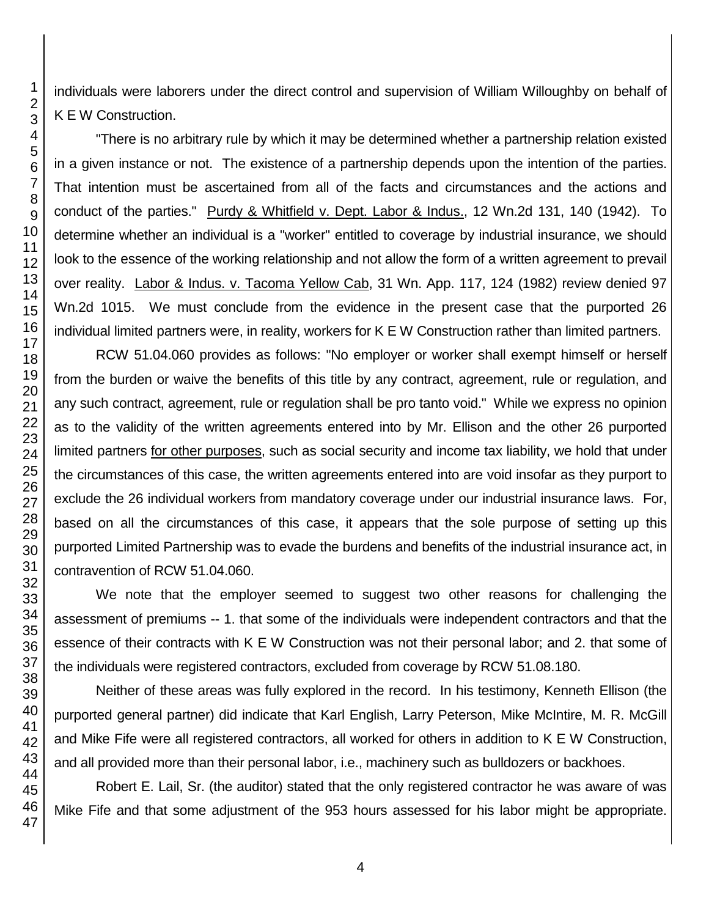individuals were laborers under the direct control and supervision of William Willoughby on behalf of K E W Construction.

"There is no arbitrary rule by which it may be determined whether a partnership relation existed in a given instance or not. The existence of a partnership depends upon the intention of the parties. That intention must be ascertained from all of the facts and circumstances and the actions and conduct of the parties." Purdy & Whitfield v. Dept. Labor & Indus., 12 Wn.2d 131, 140 (1942). To determine whether an individual is a "worker" entitled to coverage by industrial insurance, we should look to the essence of the working relationship and not allow the form of a written agreement to prevail over reality. Labor & Indus. v. Tacoma Yellow Cab, 31 Wn. App. 117, 124 (1982) review denied 97 Wn.2d 1015. We must conclude from the evidence in the present case that the purported 26 individual limited partners were, in reality, workers for K E W Construction rather than limited partners.

RCW 51.04.060 provides as follows: "No employer or worker shall exempt himself or herself from the burden or waive the benefits of this title by any contract, agreement, rule or regulation, and any such contract, agreement, rule or regulation shall be pro tanto void." While we express no opinion as to the validity of the written agreements entered into by Mr. Ellison and the other 26 purported limited partners for other purposes, such as social security and income tax liability, we hold that under the circumstances of this case, the written agreements entered into are void insofar as they purport to exclude the 26 individual workers from mandatory coverage under our industrial insurance laws. For, based on all the circumstances of this case, it appears that the sole purpose of setting up this purported Limited Partnership was to evade the burdens and benefits of the industrial insurance act, in contravention of RCW 51.04.060.

We note that the employer seemed to suggest two other reasons for challenging the assessment of premiums -- 1. that some of the individuals were independent contractors and that the essence of their contracts with K E W Construction was not their personal labor; and 2. that some of the individuals were registered contractors, excluded from coverage by RCW 51.08.180.

Neither of these areas was fully explored in the record. In his testimony, Kenneth Ellison (the purported general partner) did indicate that Karl English, Larry Peterson, Mike McIntire, M. R. McGill and Mike Fife were all registered contractors, all worked for others in addition to K E W Construction, and all provided more than their personal labor, i.e., machinery such as bulldozers or backhoes.

Robert E. Lail, Sr. (the auditor) stated that the only registered contractor he was aware of was Mike Fife and that some adjustment of the 953 hours assessed for his labor might be appropriate.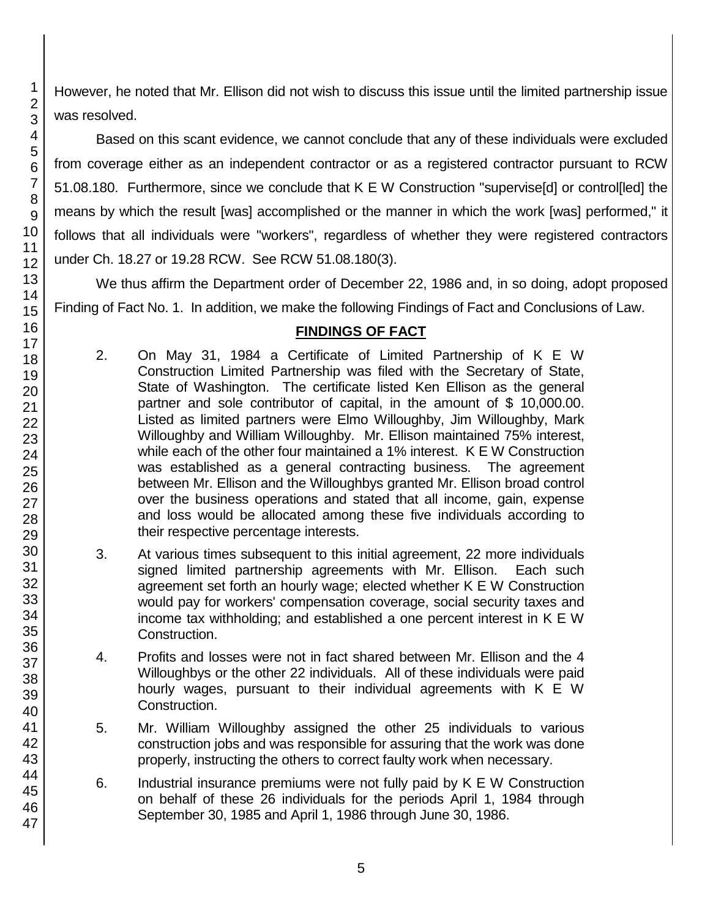However, he noted that Mr. Ellison did not wish to discuss this issue until the limited partnership issue was resolved.

Based on this scant evidence, we cannot conclude that any of these individuals were excluded from coverage either as an independent contractor or as a registered contractor pursuant to RCW 51.08.180. Furthermore, since we conclude that K E W Construction "supervise[d] or control[led] the means by which the result [was] accomplished or the manner in which the work [was] performed," it follows that all individuals were "workers", regardless of whether they were registered contractors under Ch. 18.27 or 19.28 RCW. See RCW 51.08.180(3).

We thus affirm the Department order of December 22, 1986 and, in so doing, adopt proposed Finding of Fact No. 1. In addition, we make the following Findings of Fact and Conclusions of Law.

## FINDINGS OF FACT

2. On May 31, 1984 a Certificate of Limited Partnership of K E W Construction Limited Partnership was filed with the Secretary of State, State of Washington. The certificate listed Ken Ellison as the general partner and sole contributor of capital, in the amount of $ 10,000.00. Listed as limited partners were Elmo Willoughby, Jim Willoughby, Mark Willoughby and William Willoughby. Mr. Ellison maintained 75% interest, while each of the other four maintained a 1% interest. K E W Construction was established as a general contracting business. The agreement between Mr. Ellison and the Willoughbys granted Mr. Ellison broad control over the business operations and stated that all income, gain, expense and loss would be allocated among these five individuals according to their respective percentage interests.

3. At various times subsequent to this initial agreement, 22 more individuals signed limited partnership agreements with Mr. Ellison. Each such agreement set forth an hourly wage; elected whether K E W Construction would pay for workers' compensation coverage, social security taxes and income tax withholding; and established a one percent interest in K E W Construction.

4. Profits and losses were not in fact shared between Mr. Ellison and the 4 Willoughbys or the other 22 individuals. All of these individuals were paid hourly wages, pursuant to their individual agreements with K E W Construction.

5. Mr. William Willoughby assigned the other 25 individuals to various construction jobs and was responsible for assuring that the work was done properly, instructing the others to correct faulty work when necessary.

6. Industrial insurance premiums were not fully paid by K E W Construction on behalf of these 26 individuals for the periods April 1, 1984 through September 30, 1985 and April 1, 1986 through June 30, 1986.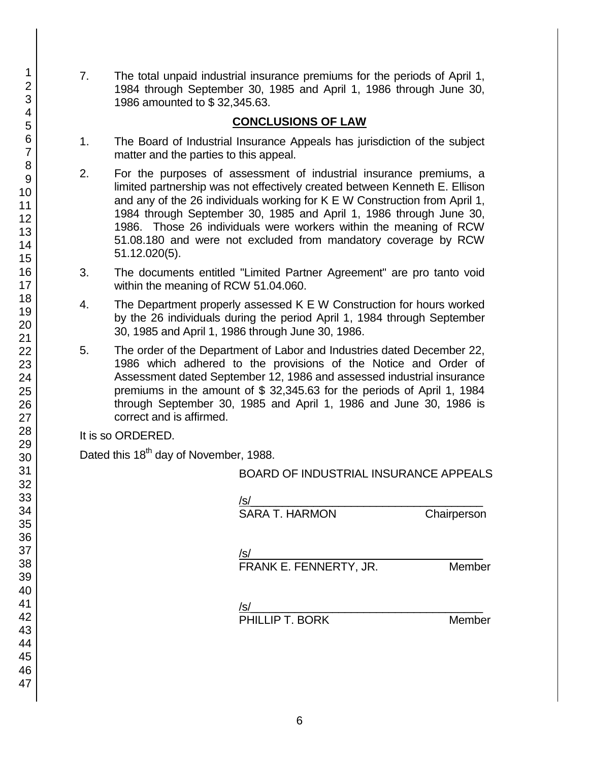7. The total unpaid industrial insurance premiums for the periods of April 1, 1984 through September 30, 1985 and April 1, 1986 through June 30, 1986 amounted to $ 32,345.63.

## CONCLUSIONS OF LAW

1. The Board of Industrial Insurance Appeals has jurisdiction of the subject matter and the parties to this appeal.

2. For the purposes of assessment of industrial insurance premiums, a limited partnership was not effectively created between Kenneth E. Ellison and any of the 26 individuals working for K E W Construction from April 1, 1984 through September 30, 1985 and April 1, 1986 through June 30, 1986. Those 26 individuals were workers within the meaning of RCW 51.08.180 and were not excluded from mandatory coverage by RCW 51.12.020(5).

3. The documents entitled "Limited Partner Agreement" are pro tanto void within the meaning of RCW 51.04.060.

4. The Department properly assessed K E W Construction for hours worked by the 26 individuals during the period April 1, 1984 through September 30, 1985 and April 1, 1986 through June 30, 1986.

5. The order of the Department of Labor and Industries dated December 22, 1986 which adhered to the provisions of the Notice and Order of Assessment dated September 12, 1986 and assessed industrial insurance premiums in the amount of $ 32,345.63 for the periods of April 1, 1984 through September 30, 1985 and April 1, 1986 and June 30, 1986 is correct and is affirmed.

It is so ORDERED.

Dated this 18th day of November, 1988.

BOARD OF INDUSTRIAL INSURANCE APPEALS

/s/
SARA T. HARMON Chairperson

/s/
FRANK E. FENNERTY, JR. Member

/s/
PHILLIP T. BORK Member